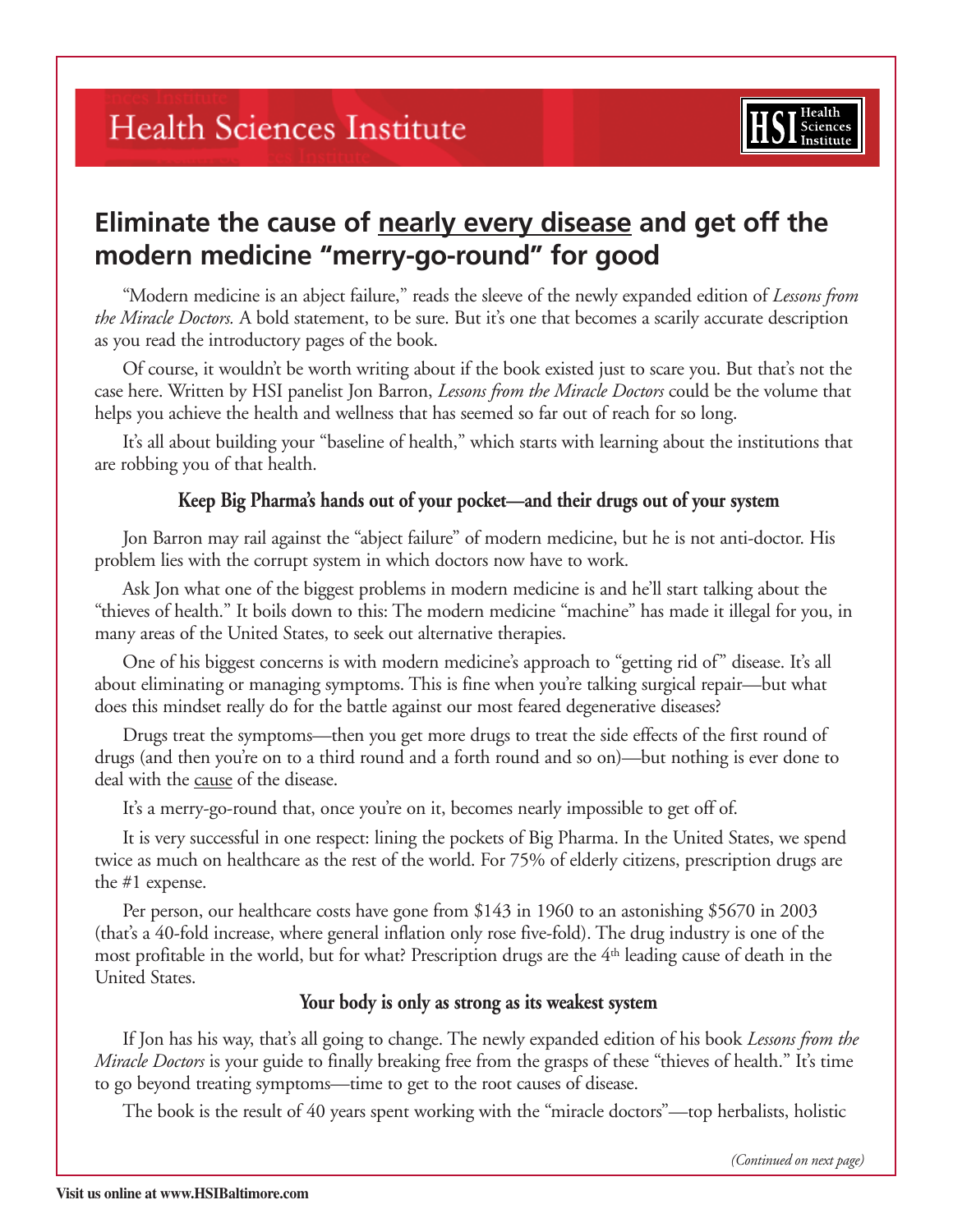# Health Sciences Institute

## Eliminate the cause of nearly every disease and get off the modern medicine "merry-go-round" for good

"Modern medicine is an abject failure," reads the sleeve of the newly expanded edition of *Lessons from the Miracle Doctors.* A bold statement, to be sure. But it's one that becomes a scarily accurate description as you read the introductory pages of the book.

Of course, it wouldn't be worth writing about if the book existed just to scare you. But that's not the case here. Written by HSI panelist Jon Barron, *Lessons from the Miracle Doctors* could be the volume that helps you achieve the health and wellness that has seemed so far out of reach for so long.

It's all about building your "baseline of health," which starts with learning about the institutions that are robbing you of that health.

### Keep Big Pharma's hands out of your pocket—and their drugs out of your system

Jon Barron may rail against the "abject failure" of modern medicine, but he is not anti-doctor. His problem lies with the corrupt system in which doctors now have to work.

Ask Jon what one of the biggest problems in modern medicine is and he'll start talking about the "thieves of health." It boils down to this: The modern medicine "machine" has made it illegal for you, in many areas of the United States, to seek out alternative therapies.

One of his biggest concerns is with modern medicine's approach to "getting rid of" disease. It's all about eliminating or managing symptoms. This is fine when you're talking surgical repair—but what does this mindset really do for the battle against our most feared degenerative diseases?

Drugs treat the symptoms—then you get more drugs to treat the side effects of the first round of drugs (and then you're on to a third round and a forth round and so on)—but nothing is ever done to deal with the cause of the disease.

It's a merry-go-round that, once you're on it, becomes nearly impossible to get off of.

It is very successful in one respect: lining the pockets of Big Pharma. In the United States, we spend twice as much on healthcare as the rest of the world. For 75% of elderly citizens, prescription drugs are the #1 expense.

Per person, our healthcare costs have gone from $143 in 1960 to an astonishing $5670 in 2003 (that's a 40-fold increase, where general inflation only rose five-fold). The drug industry is one of the most profitable in the world, but for what? Prescription drugs are the 4th leading cause of death in the United States.

### Your body is only as strong as its weakest system

If Jon has his way, that's all going to change. The newly expanded edition of his book *Lessons from the Miracle Doctors* is your guide to finally breaking free from the grasps of these "thieves of health." It's time to go beyond treating symptoms—time to get to the root causes of disease.

The book is the result of 40 years spent working with the "miracle doctors"—top herbalists, holistic

*(Continued on next page)*

Visit us online at www.HSIBaltimore.com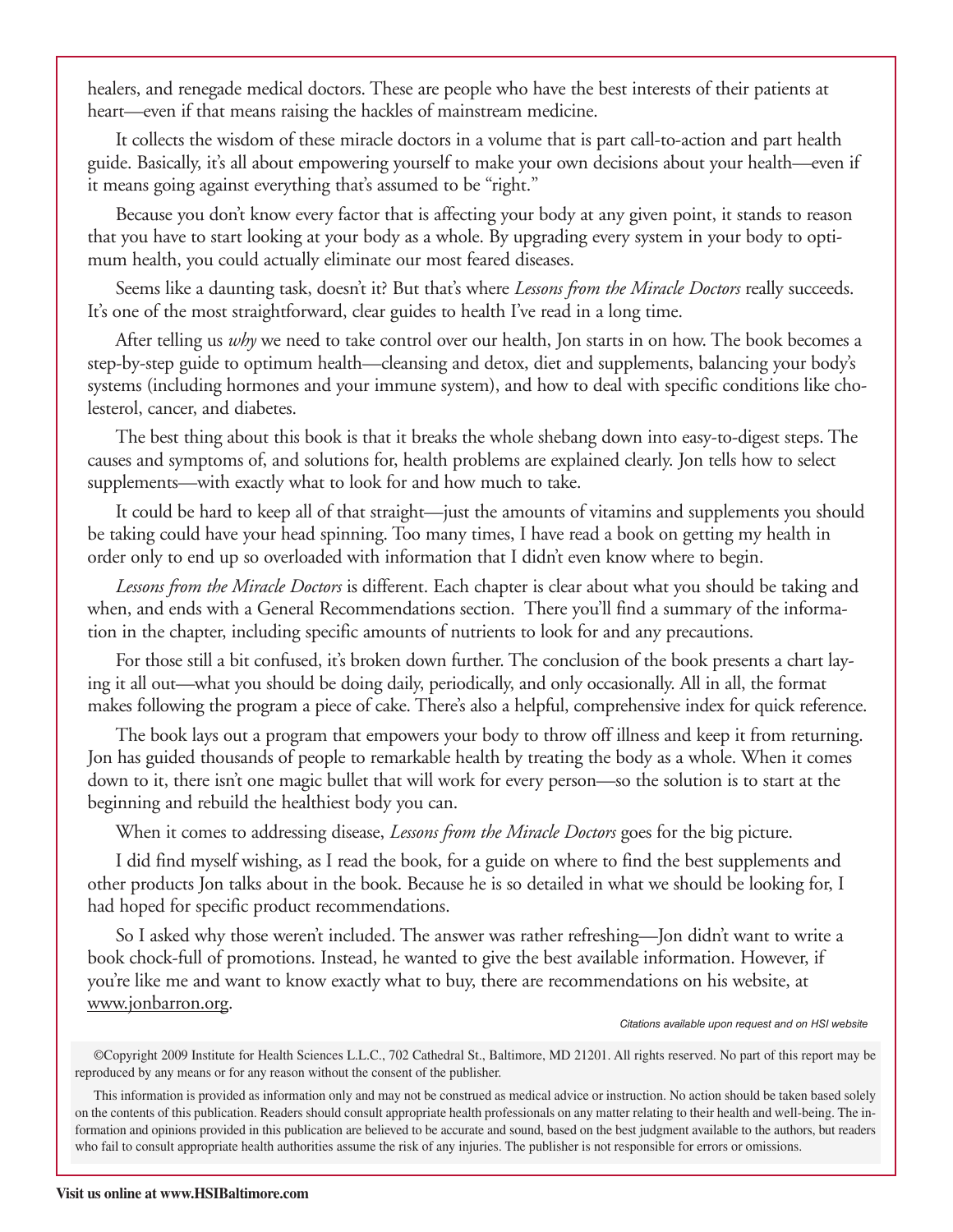healers, and renegade medical doctors. These are people who have the best interests of their patients at heart—even if that means raising the hackles of mainstream medicine.

It collects the wisdom of these miracle doctors in a volume that is part call-to-action and part health guide. Basically, it's all about empowering yourself to make your own decisions about your health—even if it means going against everything that's assumed to be "right."

Because you don't know every factor that is affecting your body at any given point, it stands to reason that you have to start looking at your body as a whole. By upgrading every system in your body to optimum health, you could actually eliminate our most feared diseases.

Seems like a daunting task, doesn't it? But that's where *Lessons from the Miracle Doctors* really succeeds. It's one of the most straightforward, clear guides to health I've read in a long time.

After telling us *why* we need to take control over our health, Jon starts in on how. The book becomes a step-by-step guide to optimum health—cleansing and detox, diet and supplements, balancing your body's systems (including hormones and your immune system), and how to deal with specific conditions like cholesterol, cancer, and diabetes.

The best thing about this book is that it breaks the whole shebang down into easy-to-digest steps. The causes and symptoms of, and solutions for, health problems are explained clearly. Jon tells how to select supplements—with exactly what to look for and how much to take.

It could be hard to keep all of that straight—just the amounts of vitamins and supplements you should be taking could have your head spinning. Too many times, I have read a book on getting my health in order only to end up so overloaded with information that I didn't even know where to begin.

*Lessons from the Miracle Doctors* is different. Each chapter is clear about what you should be taking and when, and ends with a General Recommendations section. There you'll find a summary of the information in the chapter, including specific amounts of nutrients to look for and any precautions.

For those still a bit confused, it's broken down further. The conclusion of the book presents a chart laying it all out—what you should be doing daily, periodically, and only occasionally. All in all, the format makes following the program a piece of cake. There's also a helpful, comprehensive index for quick reference.

The book lays out a program that empowers your body to throw off illness and keep it from returning. Jon has guided thousands of people to remarkable health by treating the body as a whole. When it comes down to it, there isn't one magic bullet that will work for every person—so the solution is to start at the beginning and rebuild the healthiest body you can.

When it comes to addressing disease, *Lessons from the Miracle Doctors* goes for the big picture.

I did find myself wishing, as I read the book, for a guide on where to find the best supplements and other products Jon talks about in the book. Because he is so detailed in what we should be looking for, I had hoped for specific product recommendations.

So I asked why those weren't included. The answer was rather refreshing—Jon didn't want to write a book chock-full of promotions. Instead, he wanted to give the best available information. However, if you're like me and want to know exactly what to buy, there are recommendations on his website, at www.jonbarron.org.

*Citations available upon request and on HSI website*

©Copyright 2009 Institute for Health Sciences L.L.C., 702 Cathedral St., Baltimore, MD 21201. All rights reserved. No part of this report may be reproduced by any means or for any reason without the consent of the publisher.

This information is provided as information only and may not be construed as medical advice or instruction. No action should be taken based solely on the contents of this publication. Readers should consult appropriate health professionals on any matter relating to their health and well-being. The information and opinions provided in this publication are believed to be accurate and sound, based on the best judgment available to the authors, but readers who fail to consult appropriate health authorities assume the risk of any injuries. The publisher is not responsible for errors or omissions.

**Visit us online at www.HSIBaltimore.com**